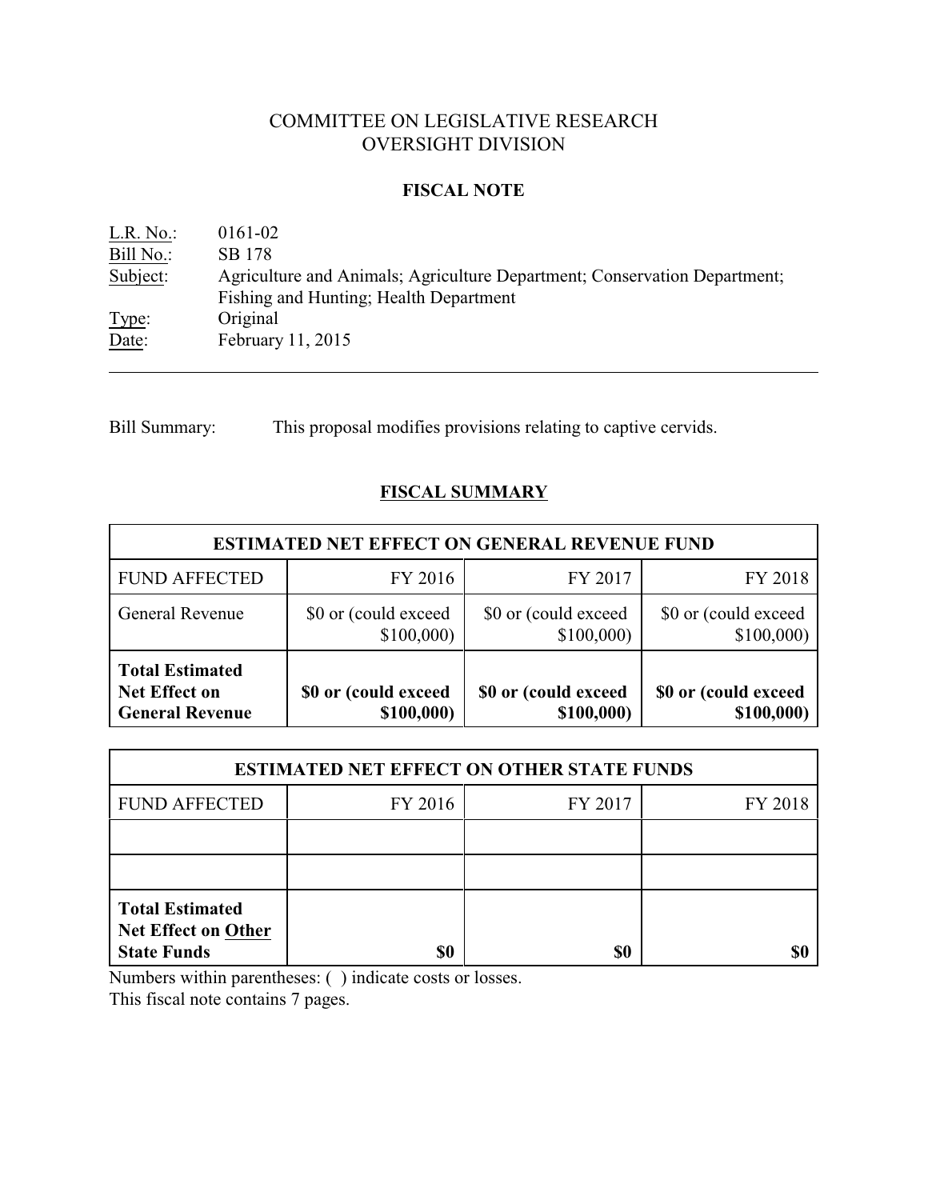# COMMITTEE ON LEGISLATIVE RESEARCH
# OVERSIGHT DIVISION

## FISCAL NOTE

L.R. No.: 0161-02
Bill No.: SB 178
Subject: Agriculture and Animals; Agriculture Department; Conservation Department; Fishing and Hunting; Health Department
Type: Original
Date: February 11, 2015

---

Bill Summary: This proposal modifies provisions relating to captive cervids.

## FISCAL SUMMARY

| ESTIMATED NET EFFECT ON GENERAL REVENUE FUND | | | |
|---|---|---|---|
| FUND AFFECTED | FY 2016 | FY 2017 | FY 2018 |
| General Revenue | $0 or (could exceed $100,000) | $0 or (could exceed $100,000) | $0 or (could exceed $100,000) |
| **Total Estimated Net Effect on General Revenue** | **$0 or (could exceed $100,000)** | **$0 or (could exceed $100,000)** | **$0 or (could exceed $100,000)** |

| ESTIMATED NET EFFECT ON OTHER STATE FUNDS | | | |
|---|---|---|---|
| FUND AFFECTED | FY 2016 | FY 2017 | FY 2018 |
| | | | |
| | | | |
| **Total Estimated Net Effect on Other State Funds** | **$0** | **$0** | **$0** |

Numbers within parentheses: ( ) indicate costs or losses.
This fiscal note contains 7 pages.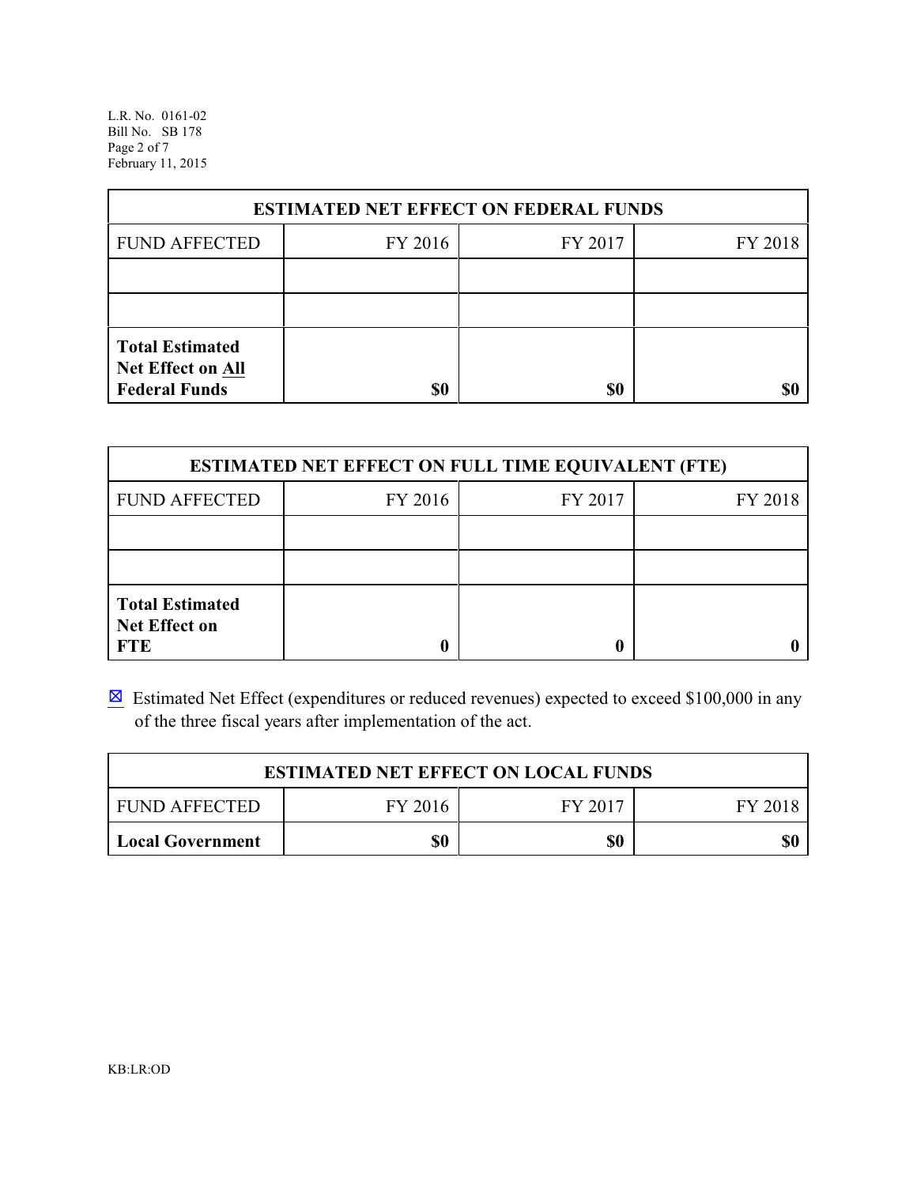| ESTIMATED NET EFFECT ON FEDERAL FUNDS | | | |
|---|---|---|---|
| FUND AFFECTED | FY 2016 | FY 2017 | FY 2018 |
| | | | |
| | | | |
| **Total Estimated Net Effect on All Federal Funds** | **$0** | **$0** | **$0** |

| ESTIMATED NET EFFECT ON FULL TIME EQUIVALENT (FTE) | | | |
|---|---|---|---|
| FUND AFFECTED | FY 2016 | FY 2017 | FY 2018 |
| | | | |
| | | | |
| **Total Estimated Net Effect on FTE** | **0** | **0** | **0** |

☒ Estimated Net Effect (expenditures or reduced revenues) expected to exceed $100,000 in any of the three fiscal years after implementation of the act.

| ESTIMATED NET EFFECT ON LOCAL FUNDS | | | |
|---|---|---|---|
| FUND AFFECTED | FY 2016 | FY 2017 | FY 2018 |
| **Local Government** | **$0** | **$0** | **$0** |

KB:LR:OD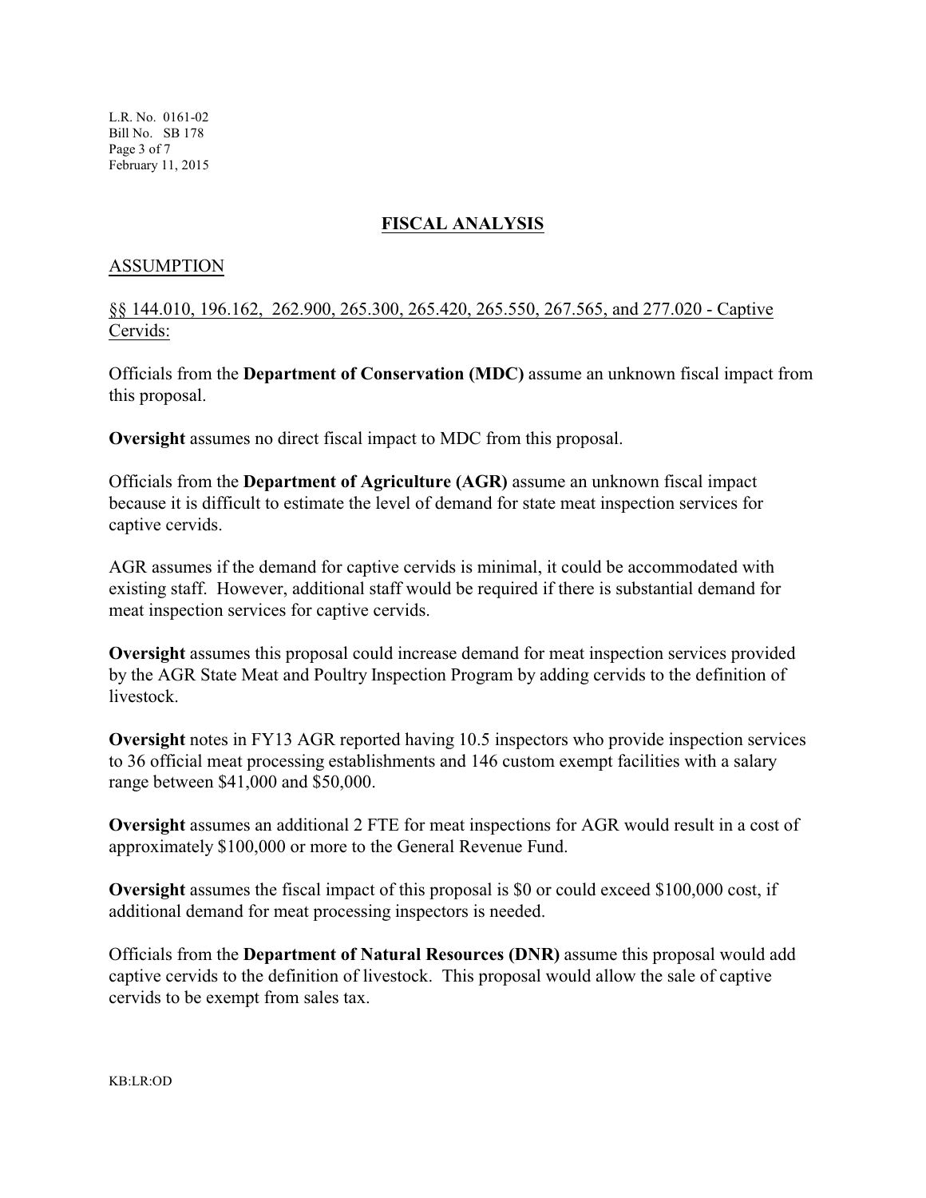## FISCAL ANALYSIS

### ASSUMPTION

§§ 144.010, 196.162, 262.900, 265.300, 265.420, 265.550, 267.565, and 277.020 - Captive Cervids:

Officials from the **Department of Conservation (MDC)** assume an unknown fiscal impact from this proposal.

**Oversight** assumes no direct fiscal impact to MDC from this proposal.

Officials from the **Department of Agriculture (AGR)** assume an unknown fiscal impact because it is difficult to estimate the level of demand for state meat inspection services for captive cervids.

AGR assumes if the demand for captive cervids is minimal, it could be accommodated with existing staff. However, additional staff would be required if there is substantial demand for meat inspection services for captive cervids.

**Oversight** assumes this proposal could increase demand for meat inspection services provided by the AGR State Meat and Poultry Inspection Program by adding cervids to the definition of livestock.

**Oversight** notes in FY13 AGR reported having 10.5 inspectors who provide inspection services to 36 official meat processing establishments and 146 custom exempt facilities with a salary range between $41,000 and $50,000.

**Oversight** assumes an additional 2 FTE for meat inspections for AGR would result in a cost of approximately $100,000 or more to the General Revenue Fund.

**Oversight** assumes the fiscal impact of this proposal is $0 or could exceed $100,000 cost, if additional demand for meat processing inspectors is needed.

Officials from the **Department of Natural Resources (DNR)** assume this proposal would add captive cervids to the definition of livestock. This proposal would allow the sale of captive cervids to be exempt from sales tax.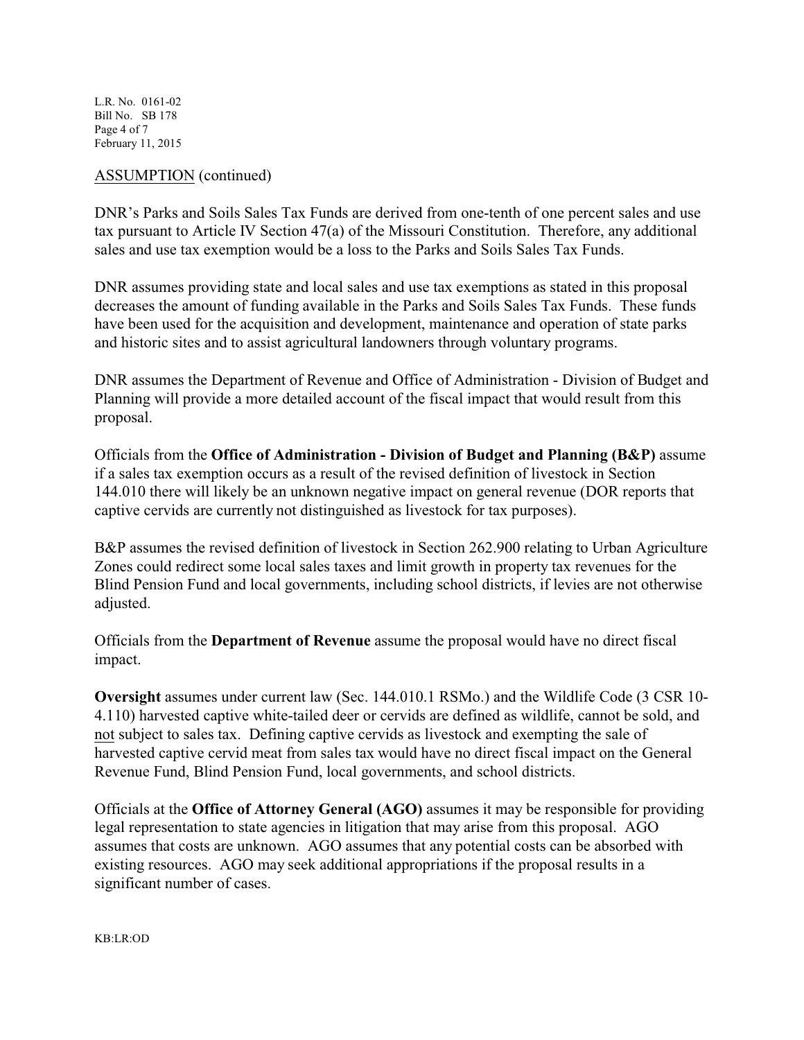ASSUMPTION (continued)

DNR's Parks and Soils Sales Tax Funds are derived from one-tenth of one percent sales and use tax pursuant to Article IV Section 47(a) of the Missouri Constitution. Therefore, any additional sales and use tax exemption would be a loss to the Parks and Soils Sales Tax Funds.

DNR assumes providing state and local sales and use tax exemptions as stated in this proposal decreases the amount of funding available in the Parks and Soils Sales Tax Funds. These funds have been used for the acquisition and development, maintenance and operation of state parks and historic sites and to assist agricultural landowners through voluntary programs.

DNR assumes the Department of Revenue and Office of Administration - Division of Budget and Planning will provide a more detailed account of the fiscal impact that would result from this proposal.

Officials from the **Office of Administration - Division of Budget and Planning (B&P)** assume if a sales tax exemption occurs as a result of the revised definition of livestock in Section 144.010 there will likely be an unknown negative impact on general revenue (DOR reports that captive cervids are currently not distinguished as livestock for tax purposes).

B&P assumes the revised definition of livestock in Section 262.900 relating to Urban Agriculture Zones could redirect some local sales taxes and limit growth in property tax revenues for the Blind Pension Fund and local governments, including school districts, if levies are not otherwise adjusted.

Officials from the **Department of Revenue** assume the proposal would have no direct fiscal impact.

**Oversight** assumes under current law (Sec. 144.010.1 RSMo.) and the Wildlife Code (3 CSR 10-4.110) harvested captive white-tailed deer or cervids are defined as wildlife, cannot be sold, and not subject to sales tax. Defining captive cervids as livestock and exempting the sale of harvested captive cervid meat from sales tax would have no direct fiscal impact on the General Revenue Fund, Blind Pension Fund, local governments, and school districts.

Officials at the **Office of Attorney General (AGO)** assumes it may be responsible for providing legal representation to state agencies in litigation that may arise from this proposal. AGO assumes that costs are unknown. AGO assumes that any potential costs can be absorbed with existing resources. AGO may seek additional appropriations if the proposal results in a significant number of cases.

KB:LR:OD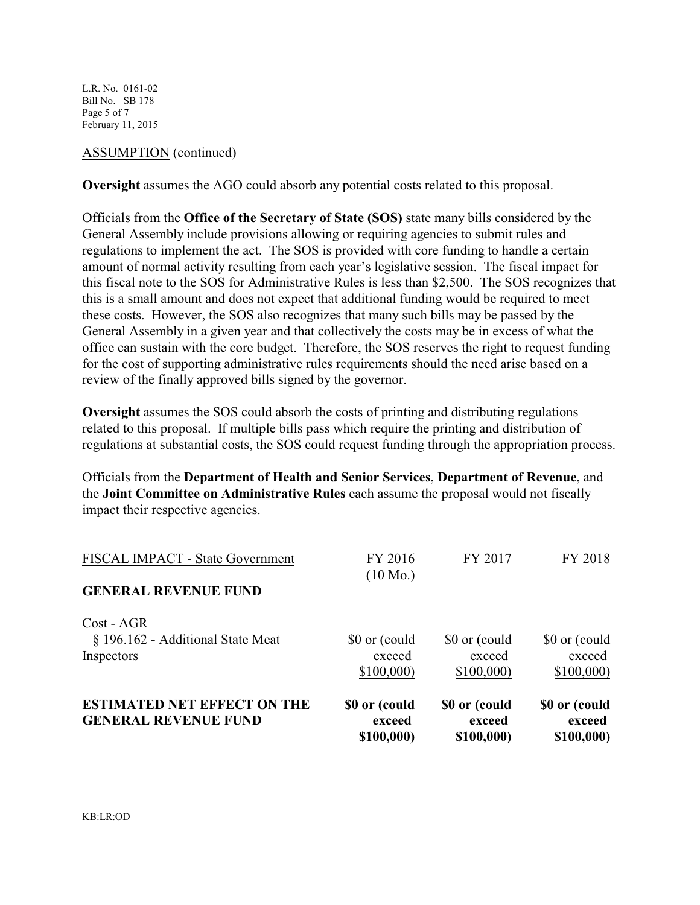ASSUMPTION (continued)

**Oversight** assumes the AGO could absorb any potential costs related to this proposal.

Officials from the **Office of the Secretary of State (SOS)** state many bills considered by the General Assembly include provisions allowing or requiring agencies to submit rules and regulations to implement the act. The SOS is provided with core funding to handle a certain amount of normal activity resulting from each year's legislative session. The fiscal impact for this fiscal note to the SOS for Administrative Rules is less than $2,500. The SOS recognizes that this is a small amount and does not expect that additional funding would be required to meet these costs. However, the SOS also recognizes that many such bills may be passed by the General Assembly in a given year and that collectively the costs may be in excess of what the office can sustain with the core budget. Therefore, the SOS reserves the right to request funding for the cost of supporting administrative rules requirements should the need arise based on a review of the finally approved bills signed by the governor.

**Oversight** assumes the SOS could absorb the costs of printing and distributing regulations related to this proposal. If multiple bills pass which require the printing and distribution of regulations at substantial costs, the SOS could request funding through the appropriation process.

Officials from the **Department of Health and Senior Services**, **Department of Revenue**, and the **Joint Committee on Administrative Rules** each assume the proposal would not fiscally impact their respective agencies.

| FISCAL IMPACT - State Government | FY 2016 (10 Mo.) | FY 2017 | FY 2018 |
|---|---|---|---|
| **GENERAL REVENUE FUND** | | | |
| Cost - AGR | | | |
| § 196.162 - Additional State Meat Inspectors | $0 or (could exceed $100,000) | $0 or (could exceed $100,000) | $0 or (could exceed $100,000) |
| **ESTIMATED NET EFFECT ON THE GENERAL REVENUE FUND** | **$0 or (could exceed $100,000)** | **$0 or (could exceed $100,000)** | **$0 or (could exceed $100,000)** |

KB:LR:OD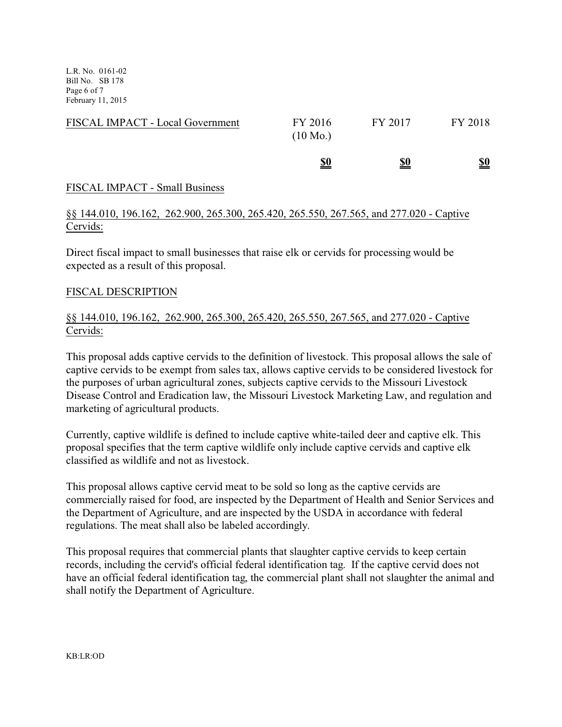| FISCAL IMPACT - Local Government | FY 2016 (10 Mo.) | FY 2017 | FY 2018 |
|---|---|---|---|
| | **$0** | **$0** | **$0** |

FISCAL IMPACT - Small Business

§§ 144.010, 196.162, 262.900, 265.300, 265.420, 265.550, 267.565, and 277.020 - Captive Cervids:

Direct fiscal impact to small businesses that raise elk or cervids for processing would be expected as a result of this proposal.

FISCAL DESCRIPTION

§§ 144.010, 196.162, 262.900, 265.300, 265.420, 265.550, 267.565, and 277.020 - Captive Cervids:

This proposal adds captive cervids to the definition of livestock. This proposal allows the sale of captive cervids to be exempt from sales tax, allows captive cervids to be considered livestock for the purposes of urban agricultural zones, subjects captive cervids to the Missouri Livestock Disease Control and Eradication law, the Missouri Livestock Marketing Law, and regulation and marketing of agricultural products.

Currently, captive wildlife is defined to include captive white-tailed deer and captive elk. This proposal specifies that the term captive wildlife only include captive cervids and captive elk classified as wildlife and not as livestock.

This proposal allows captive cervid meat to be sold so long as the captive cervids are commercially raised for food, are inspected by the Department of Health and Senior Services and the Department of Agriculture, and are inspected by the USDA in accordance with federal regulations. The meat shall also be labeled accordingly.

This proposal requires that commercial plants that slaughter captive cervids to keep certain records, including the cervid's official federal identification tag. If the captive cervid does not have an official federal identification tag, the commercial plant shall not slaughter the animal and shall notify the Department of Agriculture.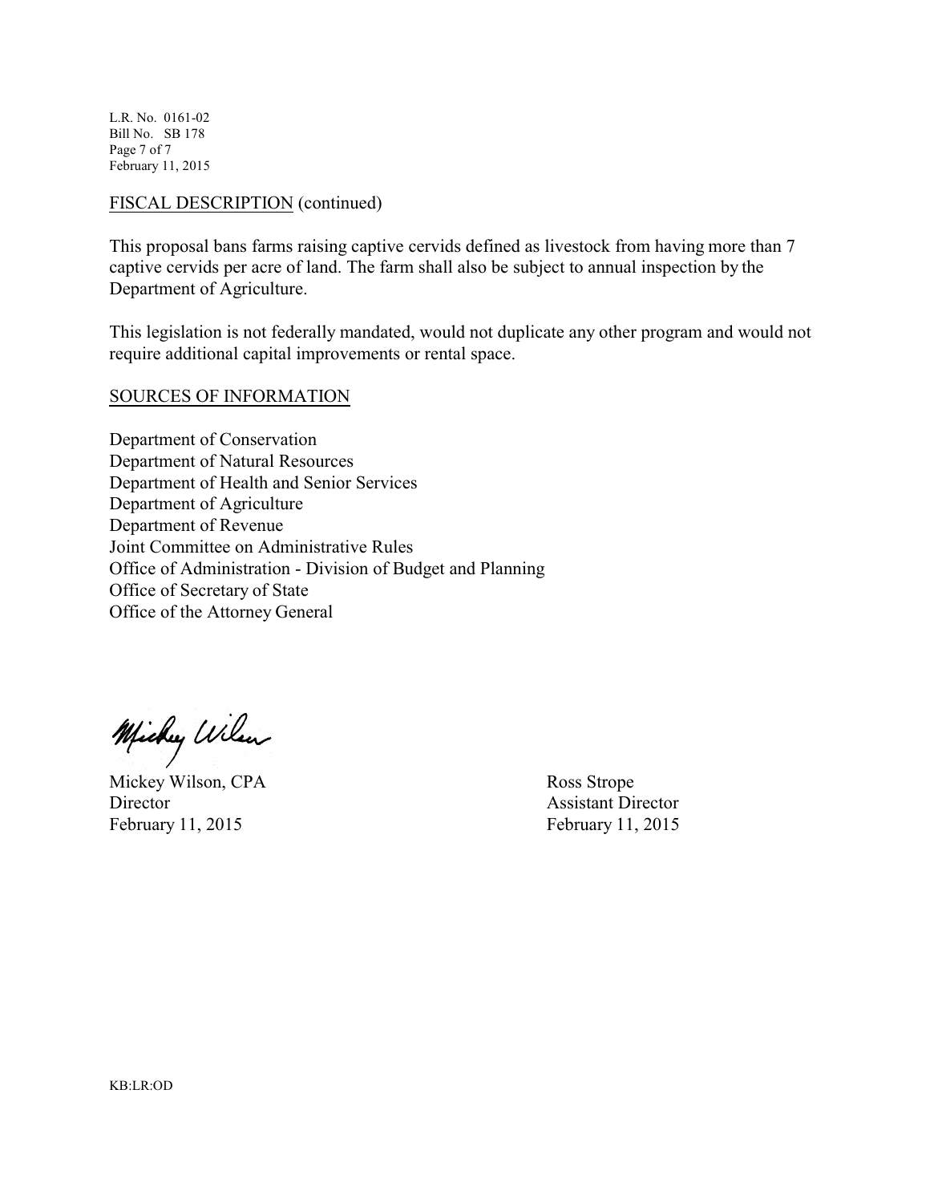FISCAL DESCRIPTION (continued)

This proposal bans farms raising captive cervids defined as livestock from having more than 7 captive cervids per acre of land. The farm shall also be subject to annual inspection by the Department of Agriculture.

This legislation is not federally mandated, would not duplicate any other program and would not require additional capital improvements or rental space.

SOURCES OF INFORMATION

Department of Conservation
Department of Natural Resources
Department of Health and Senior Services
Department of Agriculture
Department of Revenue
Joint Committee on Administrative Rules
Office of Administration - Division of Budget and Planning
Office of Secretary of State
Office of the Attorney General

Mickey Wilson, CPA
Director
February 11, 2015

Ross Strope
Assistant Director
February 11, 2015

KB:LR:OD